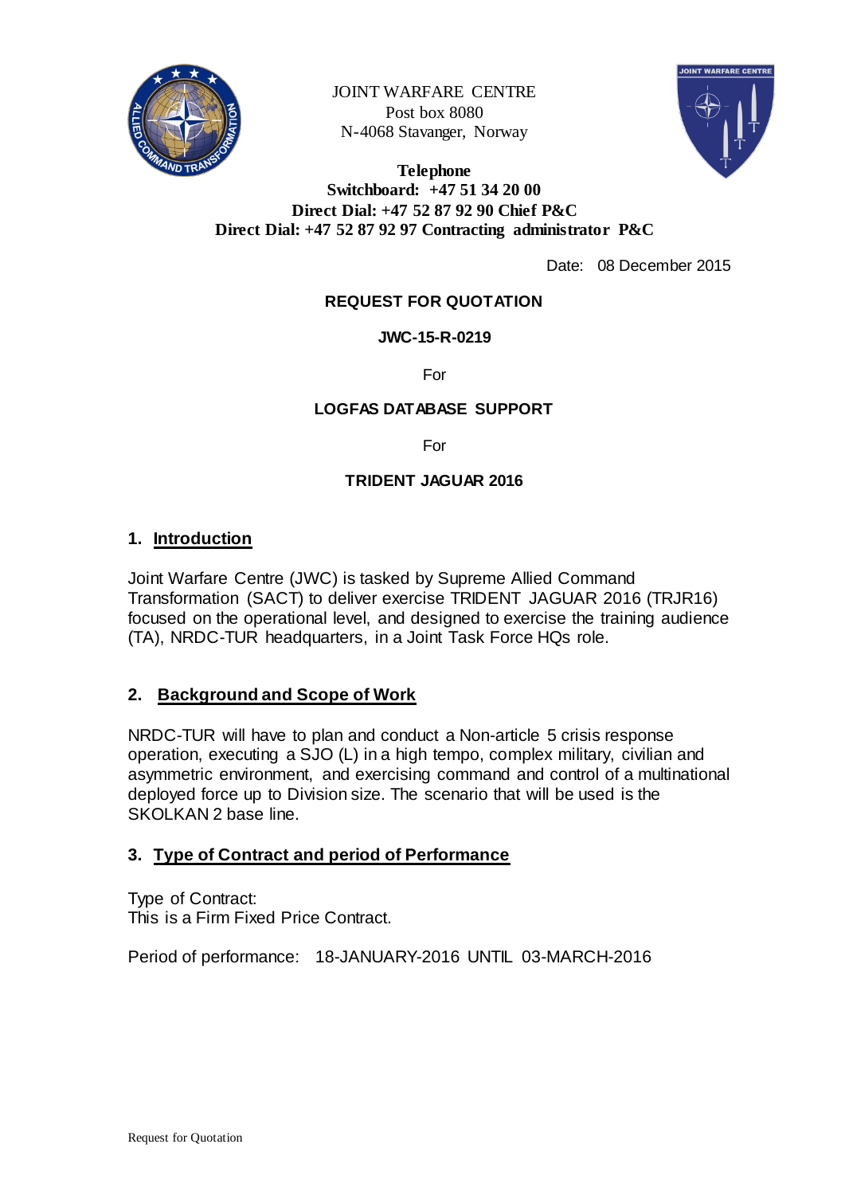JOINT WARFARE CENTRE
Post box 8080
N-4068 Stavanger, Norway

**Telephone**
**Switchboard: +47 51 34 20 00**
**Direct Dial: +47 52 87 92 90 Chief P&C**
**Direct Dial: +47 52 87 92 97 Contracting administrator P&C**

Date: 08 December 2015

# REQUEST FOR QUOTATION

**JWC-15-R-0219**

For

**LOGFAS DATABASE SUPPORT**

For

**TRIDENT JAGUAR 2016**

## 1. Introduction

Joint Warfare Centre (JWC) is tasked by Supreme Allied Command Transformation (SACT) to deliver exercise TRIDENT JAGUAR 2016 (TRJR16) focused on the operational level, and designed to exercise the training audience (TA), NRDC-TUR headquarters, in a Joint Task Force HQs role.

## 2. Background and Scope of Work

NRDC-TUR will have to plan and conduct a Non-article 5 crisis response operation, executing a SJO (L) in a high tempo, complex military, civilian and asymmetric environment, and exercising command and control of a multinational deployed force up to Division size. The scenario that will be used is the SKOLKAN 2 base line.

## 3. Type of Contract and period of Performance

Type of Contract:
This is a Firm Fixed Price Contract.

Period of performance: 18-JANUARY-2016 UNTIL 03-MARCH-2016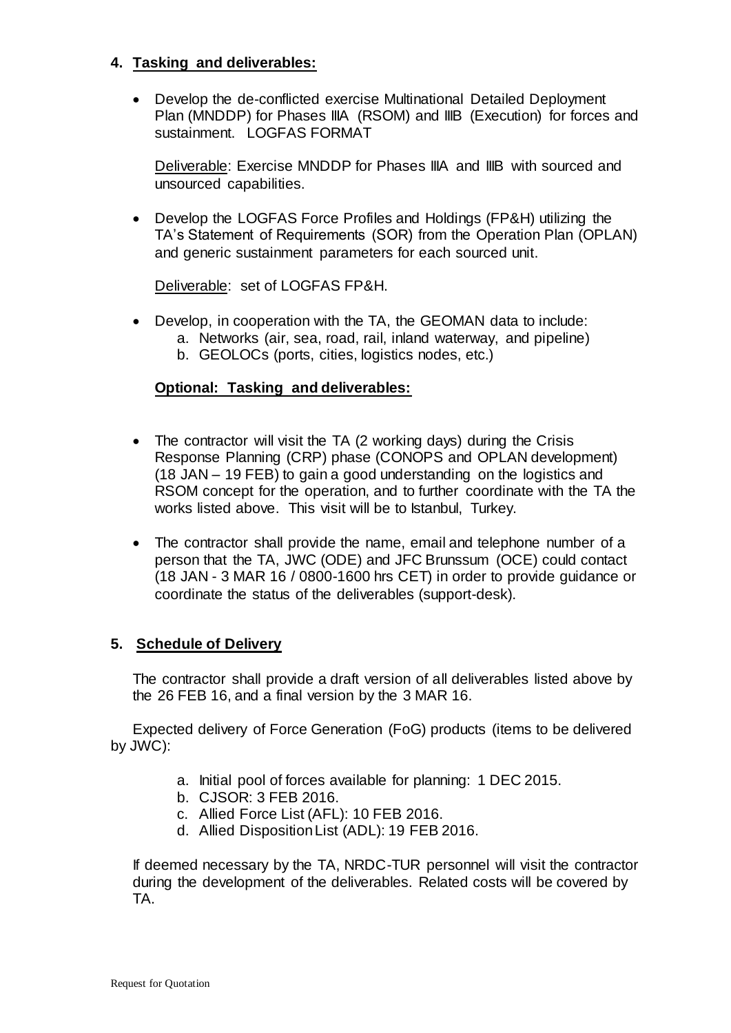## 4. Tasking and deliverables:

- Develop the de-conflicted exercise Multinational Detailed Deployment Plan (MNDDP) for Phases IIIA (RSOM) and IIIB (Execution) for forces and sustainment. LOGFAS FORMAT

  Deliverable: Exercise MNDDP for Phases IIIA and IIIB with sourced and unsourced capabilities.

- Develop the LOGFAS Force Profiles and Holdings (FP&H) utilizing the TA's Statement of Requirements (SOR) from the Operation Plan (OPLAN) and generic sustainment parameters for each sourced unit.

  Deliverable: set of LOGFAS FP&H.

- Develop, in cooperation with the TA, the GEOMAN data to include:
  a. Networks (air, sea, road, rail, inland waterway, and pipeline)
  b. GEOLOCs (ports, cities, logistics nodes, etc.)

**Optional: Tasking and deliverables:**

- The contractor will visit the TA (2 working days) during the Crisis Response Planning (CRP) phase (CONOPS and OPLAN development) (18 JAN – 19 FEB) to gain a good understanding on the logistics and RSOM concept for the operation, and to further coordinate with the TA the works listed above. This visit will be to Istanbul, Turkey.

- The contractor shall provide the name, email and telephone number of a person that the TA, JWC (ODE) and JFC Brunssum (OCE) could contact (18 JAN - 3 MAR 16 / 0800-1600 hrs CET) in order to provide guidance or coordinate the status of the deliverables (support-desk).

## 5. Schedule of Delivery

The contractor shall provide a draft version of all deliverables listed above by the 26 FEB 16, and a final version by the 3 MAR 16.

Expected delivery of Force Generation (FoG) products (items to be delivered by JWC):

a. Initial pool of forces available for planning: 1 DEC 2015.
b. CJSOR: 3 FEB 2016.
c. Allied Force List (AFL): 10 FEB 2016.
d. Allied Disposition List (ADL): 19 FEB 2016.

If deemed necessary by the TA, NRDC-TUR personnel will visit the contractor during the development of the deliverables. Related costs will be covered by TA.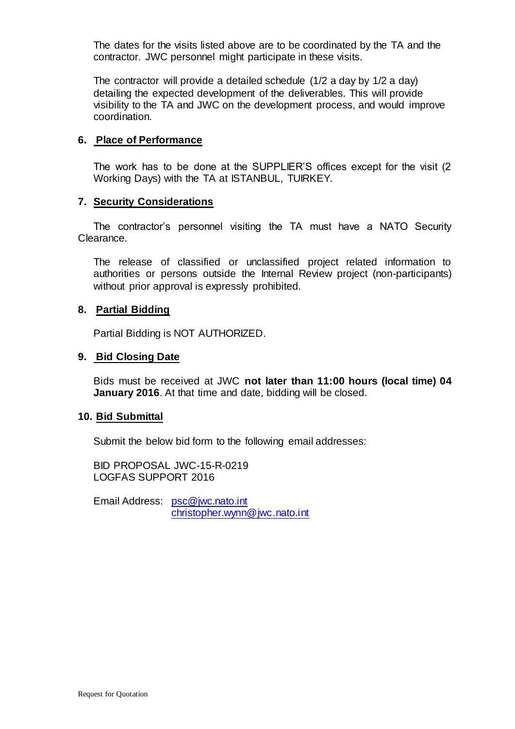The dates for the visits listed above are to be coordinated by the TA and the contractor. JWC personnel might participate in these visits.

The contractor will provide a detailed schedule (1/2 a day by 1/2 a day) detailing the expected development of the deliverables. This will provide visibility to the TA and JWC on the development process, and would improve coordination.

## 6. Place of Performance

The work has to be done at the SUPPLIER'S offices except for the visit (2 Working Days) with the TA at ISTANBUL, TUIRKEY.

## 7. Security Considerations

The contractor's personnel visiting the TA must have a NATO Security Clearance.

The release of classified or unclassified project related information to authorities or persons outside the Internal Review project (non-participants) without prior approval is expressly prohibited.

## 8. Partial Bidding

Partial Bidding is NOT AUTHORIZED.

## 9. Bid Closing Date

Bids must be received at JWC **not later than 11:00 hours (local time) 04 January 2016**. At that time and date, bidding will be closed.

## 10. Bid Submittal

Submit the below bid form to the following email addresses:

BID PROPOSAL JWC-15-R-0219
LOGFAS SUPPORT 2016

Email Address: psc@jwc.nato.int
christopher.wynn@jwc.nato.int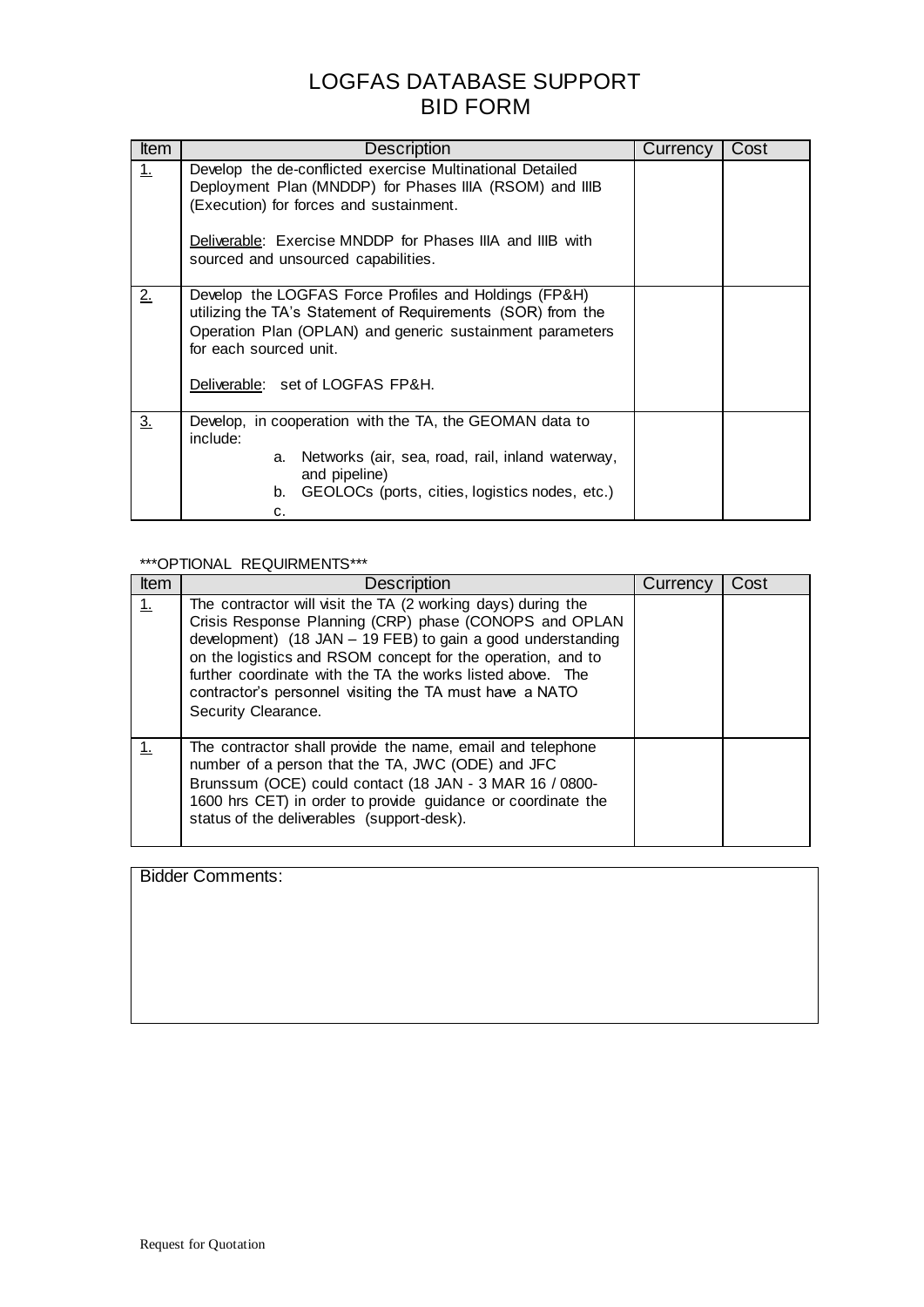# LOGFAS DATABASE SUPPORT
# BID FORM

| Item | Description | Currency | Cost |
|---|---|---|---|
| 1. | Develop the de-conflicted exercise Multinational Detailed Deployment Plan (MNDDP) for Phases IIIA (RSOM) and IIIB (Execution) for forces and sustainment.<br><br>Deliverable: Exercise MNDDP for Phases IIIA and IIIB with sourced and unsourced capabilities. | | |
| 2. | Develop the LOGFAS Force Profiles and Holdings (FP&H) utilizing the TA's Statement of Requirements (SOR) from the Operation Plan (OPLAN) and generic sustainment parameters for each sourced unit.<br><br>Deliverable: set of LOGFAS FP&H. | | |
| 3. | Develop, in cooperation with the TA, the GEOMAN data to include:<br>a. Networks (air, sea, road, rail, inland waterway, and pipeline)<br>b. GEOLOCs (ports, cities, logistics nodes, etc.)<br>c. | | |

***OPTIONAL REQUIRMENTS***

| Item | Description | Currency | Cost |
|---|---|---|---|
| 1. | The contractor will visit the TA (2 working days) during the Crisis Response Planning (CRP) phase (CONOPS and OPLAN development) (18 JAN – 19 FEB) to gain a good understanding on the logistics and RSOM concept for the operation, and to further coordinate with the TA the works listed above. The contractor's personnel visiting the TA must have a NATO Security Clearance. | | |
| 1. | The contractor shall provide the name, email and telephone number of a person that the TA, JWC (ODE) and JFC Brunssum (OCE) could contact (18 JAN - 3 MAR 16 / 0800-1600 hrs CET) in order to provide guidance or coordinate the status of the deliverables (support-desk). | | |

Bidder Comments:

Request for Quotation